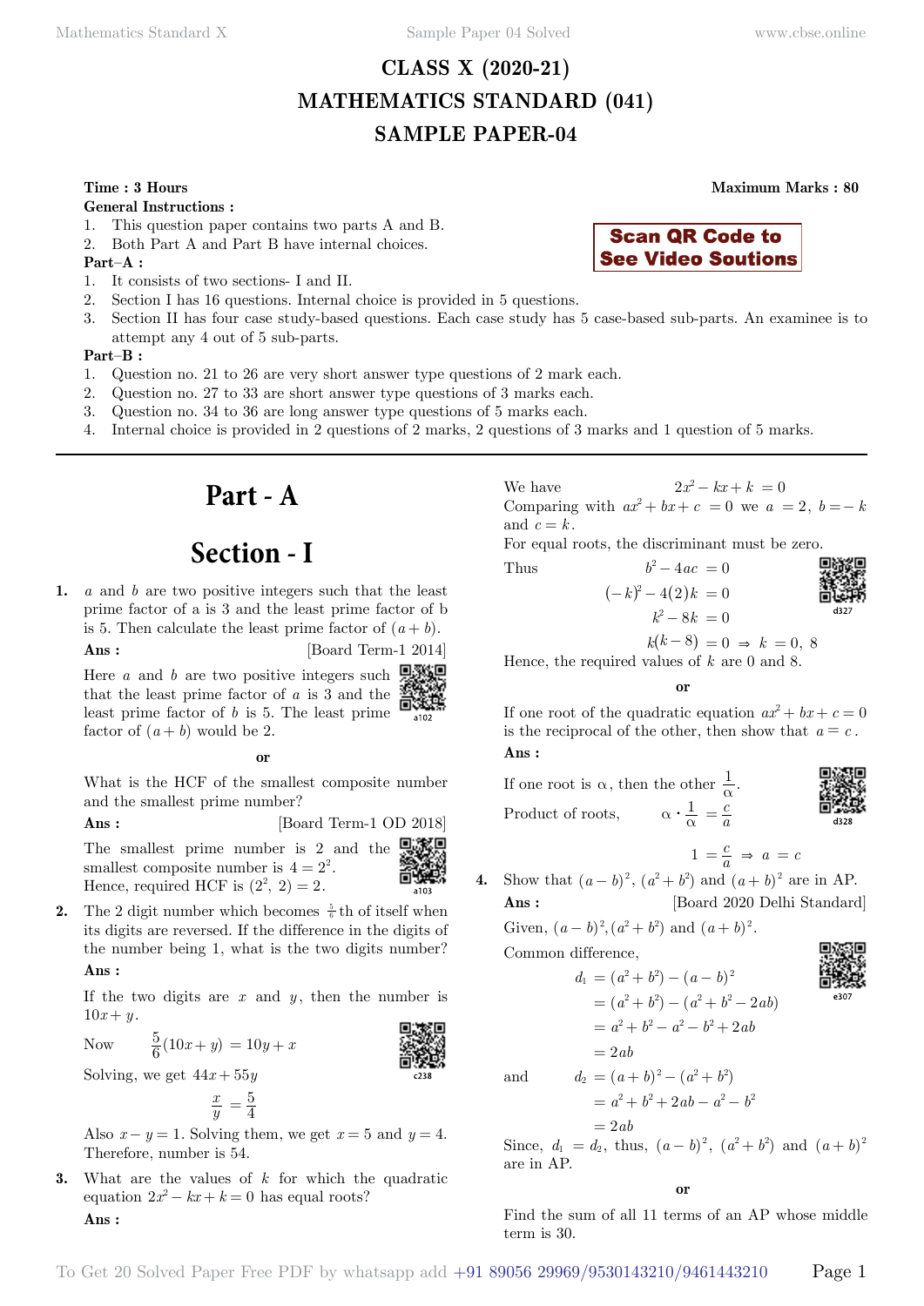# CLASS X (2020-21)
# MATHEMATICS STANDARD (041)
# SAMPLE PAPER-04

**Time : 3 Hours** **Maximum Marks : 80**

**General Instructions :**

1. This question paper contains two parts A and B.
2. Both Part A and Part B have internal choices.

**Part–A :**

1. It consists of two sections- I and II.
2. Section I has 16 questions. Internal choice is provided in 5 questions.
3. Section II has four case study-based questions. Each case study has 5 case-based sub-parts. An examinee is to attempt any 4 out of 5 sub-parts.

**Part–B :**

1. Question no. 21 to 26 are very short answer type questions of 2 mark each.
2. Question no. 27 to 33 are short answer type questions of 3 marks each.
3. Question no. 34 to 36 are long answer type questions of 5 marks each.
4. Internal choice is provided in 2 questions of 2 marks, 2 questions of 3 marks and 1 question of 5 marks.

**Scan QR Code to See Video Soutions**

# Part - A

## Section - I

**1.** $a$ and $b$ are two positive integers such that the least prime factor of a is 3 and the least prime factor of b is 5. Then calculate the least prime factor of $(a+b)$.

**Ans :** [Board Term-1 2014]

Here $a$ and $b$ are two positive integers such that the least prime factor of $a$ is 3 and the least prime factor of $b$ is 5. The least prime factor of $(a+b)$ would be 2.

**or**

What is the HCF of the smallest composite number and the smallest prime number?

**Ans :** [Board Term-1 OD 2018]

The smallest prime number is 2 and the smallest composite number is $4 = 2^2$. Hence, required HCF is $(2^2, 2) = 2$.

**2.** The 2 digit number which becomes $\frac{5}{6}$th of itself when its digits are reversed. If the difference in the digits of the number being 1, what is the two digits number?

**Ans :**

If the two digits are $x$ and $y$, then the number is $10x+y$.

Now $\quad \frac{5}{6}(10x+y) = 10y+x$

Solving, we get $44x + 55y$

$$\frac{x}{y} = \frac{5}{4}$$

Also $x - y = 1$. Solving them, we get $x = 5$ and $y = 4$. Therefore, number is 54.

**3.** What are the values of $k$ for which the quadratic equation $2x^2 - kx + k = 0$ has equal roots?

**Ans :**

We have $\quad 2x^2 - kx + k = 0$

Comparing with $ax^2 + bx + c = 0$ we $a = 2$, $b = -k$ and $c = k$.

For equal roots, the discriminant must be zero.

Thus
$$b^2 - 4ac = 0$$
$$(-k)^2 - 4(2)k = 0$$
$$k^2 - 8k = 0$$
$$k(k-8) = 0 \Rightarrow k = 0,\ 8$$

Hence, the required values of $k$ are 0 and 8.

**or**

If one root of the quadratic equation $ax^2 + bx + c = 0$ is the reciprocal of the other, then show that $a = c$.

**Ans :**

If one root is $\alpha$, then the other $\frac{1}{\alpha}$.

Product of roots, $\quad \alpha \cdot \frac{1}{\alpha} = \frac{c}{a}$

$$1 = \frac{c}{a} \Rightarrow a = c$$

**4.** Show that $(a-b)^2$, $(a^2+b^2)$ and $(a+b)^2$ are in AP.

**Ans :** [Board 2020 Delhi Standard]

Given, $(a-b)^2, (a^2+b^2)$ and $(a+b)^2$.

Common difference,

$$\begin{aligned} d_1 &= (a^2+b^2) - (a-b)^2 \\ &= (a^2+b^2) - (a^2+b^2-2ab) \\ &= a^2+b^2-a^2-b^2+2ab \\ &= 2ab \end{aligned}$$

and
$$\begin{aligned} d_2 &= (a+b)^2 - (a^2+b^2) \\ &= a^2+b^2+2ab-a^2-b^2 \\ &= 2ab \end{aligned}$$

Since, $d_1 = d_2$, thus, $(a-b)^2$, $(a^2+b^2)$ and $(a+b)^2$ are in AP.

**or**

Find the sum of all 11 terms of an AP whose middle term is 30.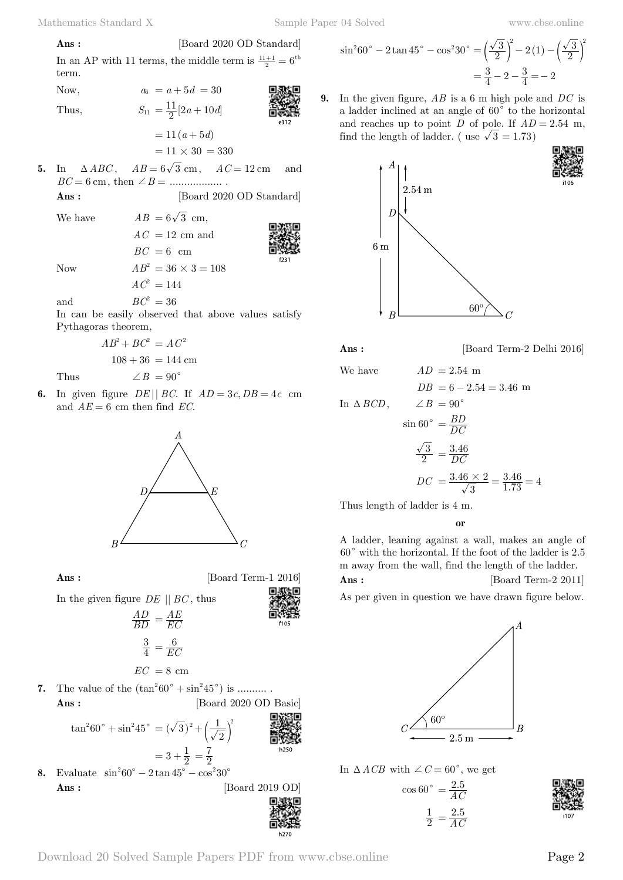**Ans :** [Board 2020 OD Standard]

In an AP with 11 terms, the middle term is $\frac{11+1}{2} = 6^{th}$ term.

Now, $a_6 = a + 5d = 30$

Thus, $S_{11} = \frac{11}{2}[2a + 10d]$

$= 11(a + 5d)$

$= 11 \times 30 = 330$

**5.** In $\Delta ABC$, $AB = 6\sqrt{3}$ cm, $AC = 12$ cm and $BC = 6$ cm, then $\angle B =$ .................. .

**Ans :** [Board 2020 OD Standard]

We have $AB = 6\sqrt{3}$ cm,

$AC = 12$ cm and

$BC = 6$ cm

Now $AB^2 = 36 \times 3 = 108$

$AC^2 = 144$

and $BC^2 = 36$

In can be easily observed that above values satisfy Pythagoras theorem,

$$AB^2 + BC^2 = AC^2$$

$$108 + 36 = 144 \text{ cm}$$

Thus $\angle B = 90^\circ$

**6.** In given figure $DE || BC$. If $AD = 3c, DB = 4c$ cm and $AE = 6$ cm then find $EC$.

**Ans :** [Board Term-1 2016]

In the given figure $DE || BC$, thus

$$\frac{AD}{BD} = \frac{AE}{EC}$$

$$\frac{3}{4} = \frac{6}{EC}$$

$$EC = 8 \text{ cm}$$

**7.** The value of the $(\tan^2 60^\circ + \sin^2 45^\circ)$ is .......... .

**Ans :** [Board 2020 OD Basic]

$$\tan^2 60^\circ + \sin^2 45^\circ = (\sqrt{3})^2 + \left(\frac{1}{\sqrt{2}}\right)^2$$

$$= 3 + \frac{1}{2} = \frac{7}{2}$$

**8.** Evaluate $\sin^2 60^\circ - 2\tan 45^\circ - \cos^2 30^\circ$

**Ans :** [Board 2019 OD]

$$\sin^2 60^\circ - 2\tan 45^\circ - \cos^2 30^\circ = \left(\frac{\sqrt{3}}{2}\right)^2 - 2(1) - \left(\frac{\sqrt{3}}{2}\right)^2$$

$$= \frac{3}{4} - 2 - \frac{3}{4} = -2$$

**9.** In the given figure, $AB$ is a 6 m high pole and $DC$ is a ladder inclined at an angle of $60^\circ$ to the horizontal and reaches up to point $D$ of pole. If $AD = 2.54$ m, find the length of ladder. ( use $\sqrt{3} = 1.73$)

**Ans :** [Board Term-2 Delhi 2016]

We have $AD = 2.54$ m

$DB = 6 - 2.54 = 3.46$ m

In $\Delta BCD$, $\angle B = 90^\circ$

$$\sin 60^\circ = \frac{BD}{DC}$$

$$\frac{\sqrt{3}}{2} = \frac{3.46}{DC}$$

$$DC = \frac{3.46 \times 2}{\sqrt{3}} = \frac{3.46}{1.73} = 4$$

Thus length of ladder is 4 m.

**or**

A ladder, leaning against a wall, makes an angle of $60^\circ$ with the horizontal. If the foot of the ladder is 2.5 m away from the wall, find the length of the ladder.

**Ans :** [Board Term-2 2011]

As per given in question we have drawn figure below.

In $\Delta ACB$ with $\angle C = 60^\circ$, we get

$$\cos 60^\circ = \frac{2.5}{AC}$$

$$\frac{1}{2} = \frac{2.5}{AC}$$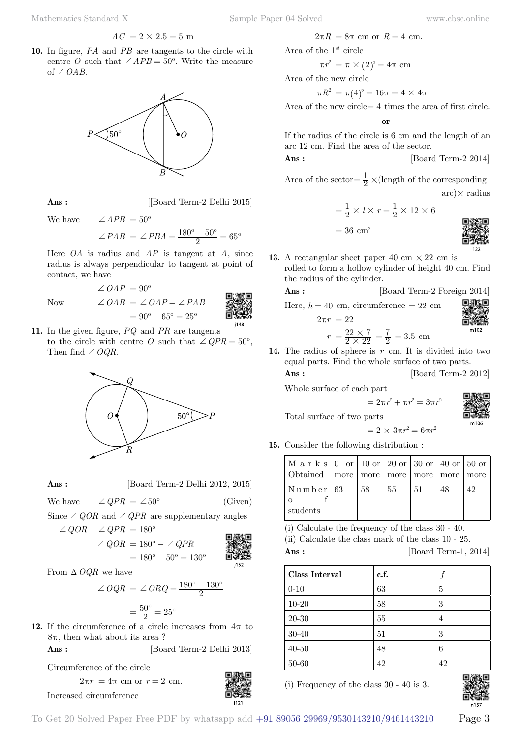$$AC = 2 \times 2.5 = 5 \text{ m}$$

**10.** In figure, $PA$ and $PB$ are tangents to the circle with centre $O$ such that $\angle APB = 50^{\circ}$. Write the measure of $\angle OAB$.

**Ans :** [[Board Term-2 Delhi 2015]

We have $\angle APB = 50^{\circ}$

$$\angle PAB = \angle PBA = \frac{180^{\circ} - 50^{\circ}}{2} = 65^{\circ}$$

Here $OA$ is radius and $AP$ is tangent at $A$, since radius is always perpendicular to tangent at point of contact, we have

$$\angle OAP = 90^{\circ}$$

Now
$$\angle OAB = \angle OAP - \angle PAB$$
$$= 90^{\circ} - 65^{\circ} = 25^{\circ}$$

**11.** In the given figure, $PQ$ and $PR$ are tangents to the circle with centre $O$ such that $\angle QPR = 50^{\circ}$, Then find $\angle OQR$.

**Ans :** [Board Term-2 Delhi 2012, 2015]

We have $\angle QPR = \angle 50^{\circ}$ (Given)

Since $\angle QOR$ and $\angle QPR$ are supplementary angles

$$\angle QOR + \angle QPR = 180^{\circ}$$
$$\angle QOR = 180^{\circ} - \angle QPR$$
$$= 180^{\circ} - 50^{\circ} = 130^{\circ}$$

From $\Delta\, OQR$ we have

$$\angle OQR = \angle ORQ = \frac{180^{\circ} - 130^{\circ}}{2}$$
$$= \frac{50^{\circ}}{2} = 25^{\circ}$$

**12.** If the circumference of a circle increases from $4\pi$ to $8\pi$, then what about its area ?

**Ans :** [Board Term-2 Delhi 2013]

Circumference of the circle

$$2\pi r = 4\pi \text{ cm or } r = 2 \text{ cm.}$$

Increased circumference

$$2\pi R = 8\pi \text{ cm or } R = 4 \text{ cm.}$$

Area of the 1st circle

$$\pi r^2 = \pi \times (2)^2 = 4\pi \text{ cm}$$

Area of the new circle

$$\pi R^2 = \pi (4)^2 = 16\pi = 4 \times 4\pi$$

Area of the new circle= 4 times the area of first circle.

**or**

If the radius of the circle is 6 cm and the length of an arc 12 cm. Find the area of the sector.

**Ans :** [Board Term-2 2014]

Area of the sector= $\frac{1}{2} \times$(length of the corresponding arc)$\times$ radius

$$= \frac{1}{2} \times l \times r = \frac{1}{2} \times 12 \times 6$$
$$= 36 \text{ cm}^2$$

**13.** A rectangular sheet paper 40 cm $\times$ 22 cm is rolled to form a hollow cylinder of height 40 cm. Find the radius of the cylinder.

**Ans :** [Board Term-2 Foreign 2014]

Here, $h = 40$ cm, circumference $= 22$ cm

$$2\pi r = 22$$
$$r = \frac{22 \times 7}{2 \times 22} = \frac{7}{2} = 3.5 \text{ cm}$$

**14.** The radius of sphere is $r$ cm. It is divided into two equal parts. Find the whole surface of two parts.

**Ans :** [Board Term-2 2012]

Whole surface of each part

$$= 2\pi r^2 + \pi r^2 = 3\pi r^2$$

Total surface of two parts

$$= 2 \times 3\pi r^2 = 6\pi r^2$$

**15.** Consider the following distribution :

| Marks Obtained | 0 or more | 10 or more | 20 or more | 30 or more | 40 or more | 50 or more |
|---|---|---|---|---|---|---|
| Number of students | 63 | 58 | 55 | 51 | 48 | 42 |

(i) Calculate the frequency of the class 30 - 40.
(ii) Calculate the class mark of the class 10 - 25.

**Ans :** [Board Term-1, 2014]

| Class Interval | c.f. | $f$ |
|---|---|---|
| 0-10 | 63 | 5 |
| 10-20 | 58 | 3 |
| 20-30 | 55 | 4 |
| 30-40 | 51 | 3 |
| 40-50 | 48 | 6 |
| 50-60 | 42 | 42 |

(i) Frequency of the class 30 - 40 is 3.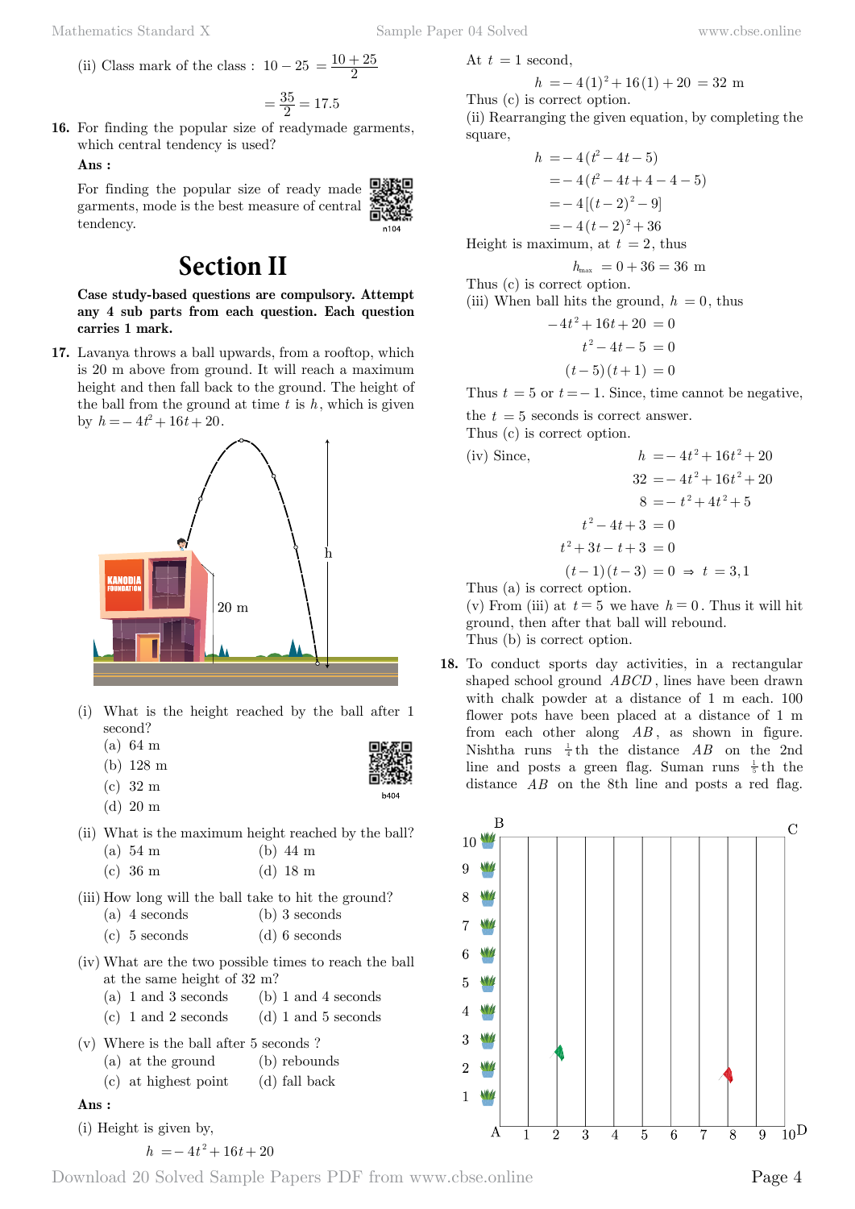(ii) Class mark of the class : $10-25 = \frac{10+25}{2}$

$$= \frac{35}{2} = 17.5$$

**16.** For finding the popular size of readymade garments, which central tendency is used?

**Ans :**

For finding the popular size of ready made garments, mode is the best measure of central tendency.

# Section II

**Case study-based questions are compulsory. Attempt any 4 sub parts from each question. Each question carries 1 mark.**

**17.** Lavanya throws a ball upwards, from a rooftop, which is 20 m above from ground. It will reach a maximum height and then fall back to the ground. The height of the ball from the ground at time $t$ is $h$, which is given by $h = -4t^2 + 16t + 20$.

(i) What is the height reached by the ball after 1 second?
  (a) 64 m
  (b) 128 m
  (c) 32 m
  (d) 20 m

(ii) What is the maximum height reached by the ball?
  (a) 54 m  (b) 44 m
  (c) 36 m  (d) 18 m

(iii) How long will the ball take to hit the ground?
  (a) 4 seconds  (b) 3 seconds
  (c) 5 seconds  (d) 6 seconds

(iv) What are the two possible times to reach the ball at the same height of 32 m?
  (a) 1 and 3 seconds  (b) 1 and 4 seconds
  (c) 1 and 2 seconds  (d) 1 and 5 seconds

(v) Where is the ball after 5 seconds ?
  (a) at the ground  (b) rebounds
  (c) at highest point  (d) fall back

**Ans :**

(i) Height is given by,

$$h = -4t^2 + 16t + 20$$

At $t = 1$ second,

$$h = -4(1)^2 + 16(1) + 20 = 32 \text{ m}$$

Thus (c) is correct option.

(ii) Rearranging the given equation, by completing the square,

$$\begin{aligned} h &= -4(t^2 - 4t - 5) \\ &= -4(t^2 - 4t + 4 - 4 - 5) \\ &= -4[(t-2)^2 - 9] \\ &= -4(t-2)^2 + 36 \end{aligned}$$

Height is maximum, at $t = 2$, thus

$$h_{max} = 0 + 36 = 36 \text{ m}$$

Thus (c) is correct option.

(iii) When ball hits the ground, $h = 0$, thus

$$\begin{aligned} -4t^2 + 16t + 20 &= 0 \\ t^2 - 4t - 5 &= 0 \\ (t-5)(t+1) &= 0 \end{aligned}$$

Thus $t = 5$ or $t = -1$. Since, time cannot be negative, the $t = 5$ seconds is correct answer.

Thus (c) is correct option.

(iv) Since,
$$\begin{aligned} h &= -4t^2 + 16t^2 + 20 \\ 32 &= -4t^2 + 16t^2 + 20 \\ 8 &= -t^2 + 4t^2 + 5 \\ t^2 - 4t + 3 &= 0 \\ t^2 + 3t - t + 3 &= 0 \\ (t-1)(t-3) &= 0 \Rightarrow t = 3, 1 \end{aligned}$$

Thus (a) is correct option.

(v) From (iii) at $t = 5$ we have $h = 0$. Thus it will hit ground, then after that ball will rebound.

Thus (b) is correct option.

**18.** To conduct sports day activities, in a rectangular shaped school ground $ABCD$, lines have been drawn with chalk powder at a distance of 1 m each. 100 flower pots have been placed at a distance of 1 m from each other along $AB$, as shown in figure. Nishtha runs $\frac{1}{4}$th the distance $AB$ on the 2nd line and posts a green flag. Suman runs $\frac{1}{5}$th the distance $AB$ on the 8th line and posts a red flag.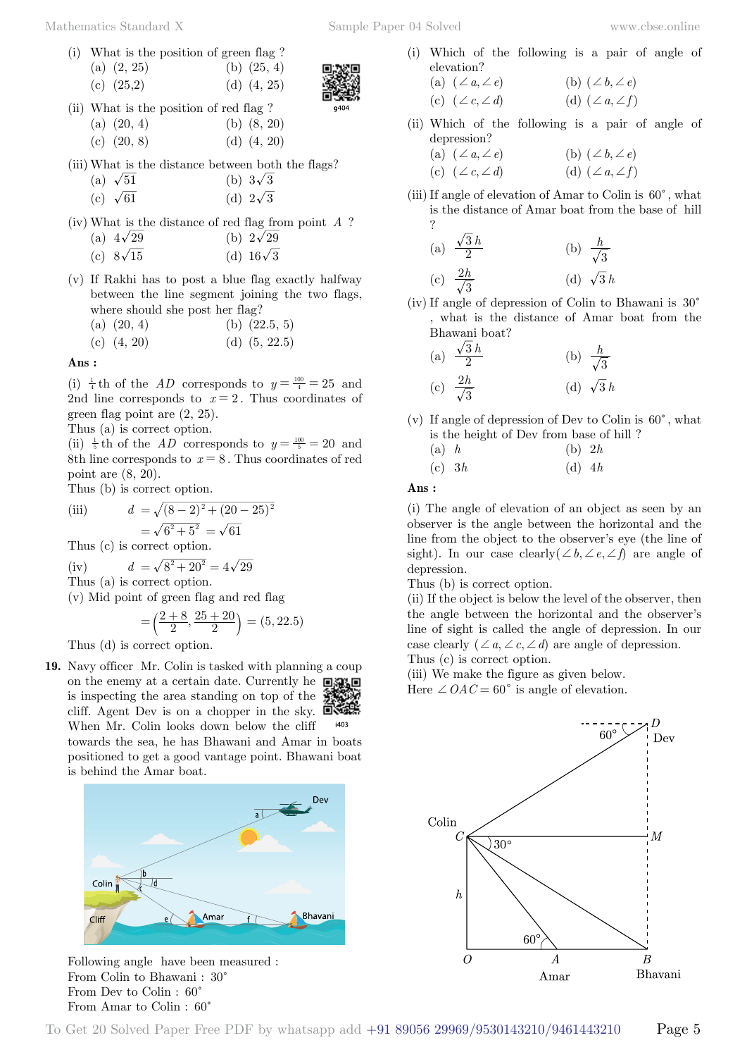(i) What is the position of green flag ?

(a) (2, 25) (b) (25, 4)

(c) (25,2) (d) (4, 25)

(ii) What is the position of red flag ?

(a) (20, 4) (b) (8, 20)

(c) (20, 8) (d) (4, 20)

(iii) What is the distance between both the flags?

(a) $\sqrt{51}$ (b) $3\sqrt{3}$

(c) $\sqrt{61}$ (d) $2\sqrt{3}$

(iv) What is the distance of red flag from point $A$ ?

(a) $4\sqrt{29}$ (b) $2\sqrt{29}$

(c) $8\sqrt{15}$ (d) $16\sqrt{3}$

(v) If Rakhi has to post a blue flag exactly halfway between the line segment joining the two flags, where should she post her flag?

(a) (20, 4) (b) (22.5, 5)

(c) (4, 20) (d) (5, 22.5)

**Ans :**

(i) $\frac{1}{4}$th of the $AD$ corresponds to $y = \frac{100}{4} = 25$ and 2nd line corresponds to $x = 2$. Thus coordinates of green flag point are (2, 25).

Thus (a) is correct option.

(ii) $\frac{1}{5}$th of the $AD$ corresponds to $y = \frac{100}{5} = 20$ and 8th line corresponds to $x = 8$. Thus coordinates of red point are (8, 20).

Thus (b) is correct option.

(iii)
$$d = \sqrt{(8-2)^2 + (20-25)^2}$$
$$= \sqrt{6^2 + 5^2} = \sqrt{61}$$

Thus (c) is correct option.

(iv)
$$d = \sqrt{8^2 + 20^2} = 4\sqrt{29}$$

Thus (a) is correct option.

(v) Mid point of green flag and red flag

$$= \left(\frac{2+8}{2}, \frac{25+20}{2}\right) = (5, 22.5)$$

Thus (d) is correct option.

**19.** Navy officer Mr. Colin is tasked with planning a coup on the enemy at a certain date. Currently he is inspecting the area standing on top of the cliff. Agent Dev is on a chopper in the sky. When Mr. Colin looks down below the cliff towards the sea, he has Bhawani and Amar in boats positioned to get a good vantage point. Bhawani boat is behind the Amar boat.

Following angle have been measured :

From Colin to Bhawani : 30°

From Dev to Colin : 60°

From Amar to Colin : 60°

(i) Which of the following is a pair of angle of elevation?

(a) $(\angle a, \angle e)$ (b) $(\angle b, \angle e)$

(c) $(\angle c, \angle d)$ (d) $(\angle a, \angle f)$

(ii) Which of the following is a pair of angle of depression?

(a) $(\angle a, \angle e)$ (b) $(\angle b, \angle e)$

(c) $(\angle c, \angle d)$ (d) $(\angle a, \angle f)$

(iii) If angle of elevation of Amar to Colin is 60°, what is the distance of Amar boat from the base of hill ?

(a) $\frac{\sqrt{3}h}{2}$ (b) $\frac{h}{\sqrt{3}}$

(c) $\frac{2h}{\sqrt{3}}$ (d) $\sqrt{3}h$

(iv) If angle of depression of Colin to Bhawani is 30°, what is the distance of Amar boat from the Bhawani boat?

(a) $\frac{\sqrt{3}h}{2}$ (b) $\frac{h}{\sqrt{3}}$

(c) $\frac{2h}{\sqrt{3}}$ (d) $\sqrt{3}h$

(v) If angle of depression of Dev to Colin is 60°, what is the height of Dev from base of hill ?

(a) $h$ (b) $2h$

(c) $3h$ (d) $4h$

**Ans :**

(i) The angle of elevation of an object as seen by an observer is the angle between the horizontal and the line from the object to the observer's eye (the line of sight). In our case clearly$(\angle b, \angle e, \angle f)$ are angle of depression.

Thus (b) is correct option.

(ii) If the object is below the level of the observer, then the angle between the horizontal and the observer's line of sight is called the angle of depression. In our case clearly $(\angle a, \angle c, \angle d)$ are angle of depression.

Thus (c) is correct option.

(iii) We make the figure as given below.

Here $\angle OAC = 60°$ is angle of elevation.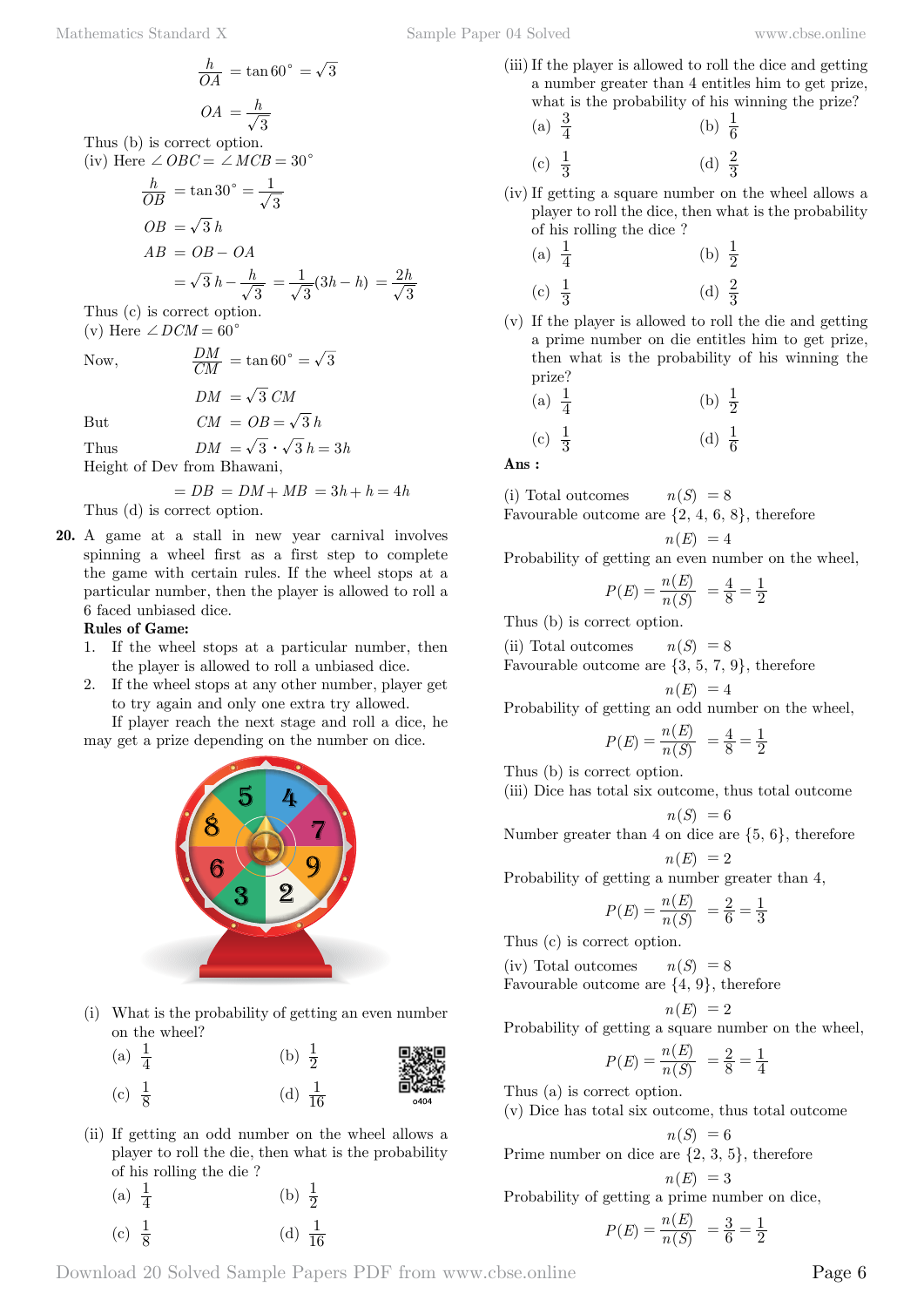$$\frac{h}{OA} = \tan 60^\circ = \sqrt{3}$$

$$OA = \frac{h}{\sqrt{3}}$$

Thus (b) is correct option.

(iv) Here $\angle OBC = \angle MCB = 30^\circ$

$$\frac{h}{OB} = \tan 30^\circ = \frac{1}{\sqrt{3}}$$

$$OB = \sqrt{3}\,h$$

$$AB = OB - OA$$

$$= \sqrt{3}\,h - \frac{h}{\sqrt{3}} = \frac{1}{\sqrt{3}}(3h - h) = \frac{2h}{\sqrt{3}}$$

Thus (c) is correct option.

(v) Here $\angle DCM = 60^\circ$

Now, $$\frac{DM}{CM} = \tan 60^\circ = \sqrt{3}$$

$$DM = \sqrt{3}\,CM$$

But $$CM = OB = \sqrt{3}\,h$$

Thus $$DM = \sqrt{3} \cdot \sqrt{3}\,h = 3h$$

Height of Dev from Bhawani,

$$= DB = DM + MB = 3h + h = 4h$$

Thus (d) is correct option.

**20.** A game at a stall in new year carnival involves spinning a wheel first as a first step to complete the game with certain rules. If the wheel stops at a particular number, then the player is allowed to roll a 6 faced unbiased dice.

**Rules of Game:**

1. If the wheel stops at a particular number, then the player is allowed to roll a unbiased dice.
2. If the wheel stops at any other number, player get to try again and only one extra try allowed.

If player reach the next stage and roll a dice, he may get a prize depending on the number on dice.

(i) What is the probability of getting an even number on the wheel?

(a) $\frac{1}{4}$ (b) $\frac{1}{2}$

(c) $\frac{1}{8}$ (d) $\frac{1}{16}$

(ii) If getting an odd number on the wheel allows a player to roll the die, then what is the probability of his rolling the die ?

(a) $\frac{1}{4}$ (b) $\frac{1}{2}$

(c) $\frac{1}{8}$ (d) $\frac{1}{16}$

(iii) If the player is allowed to roll the dice and getting a number greater than 4 entitles him to get prize, what is the probability of his winning the prize?

(a) $\frac{3}{4}$ (b) $\frac{1}{6}$

(c) $\frac{1}{3}$ (d) $\frac{2}{3}$

(iv) If getting a square number on the wheel allows a player to roll the dice, then what is the probability of his rolling the dice ?

(a) $\frac{1}{4}$ (b) $\frac{1}{2}$

(c) $\frac{1}{3}$ (d) $\frac{2}{3}$

(v) If the player is allowed to roll the die and getting a prime number on die entitles him to get prize, then what is the probability of his winning the prize?

(a) $\frac{1}{4}$ (b) $\frac{1}{2}$

(c) $\frac{1}{3}$ (d) $\frac{1}{6}$

**Ans :**

(i) Total outcomes $n(S) = 8$

Favourable outcome are $\{2, 4, 6, 8\}$, therefore

$$n(E) = 4$$

Probability of getting an even number on the wheel,

$$P(E) = \frac{n(E)}{n(S)} = \frac{4}{8} = \frac{1}{2}$$

Thus (b) is correct option.

(ii) Total outcomes $n(S) = 8$

Favourable outcome are $\{3, 5, 7, 9\}$, therefore

$$n(E) = 4$$

Probability of getting an odd number on the wheel,

$$P(E) = \frac{n(E)}{n(S)} = \frac{4}{8} = \frac{1}{2}$$

Thus (b) is correct option.

(iii) Dice has total six outcome, thus total outcome

$$n(S) = 6$$

Number greater than 4 on dice are $\{5, 6\}$, therefore

$$n(E) = 2$$

Probability of getting a number greater than 4,

$$P(E) = \frac{n(E)}{n(S)} = \frac{2}{6} = \frac{1}{3}$$

Thus (c) is correct option.

(iv) Total outcomes $n(S) = 8$

Favourable outcome are $\{4, 9\}$, therefore

$$n(E) = 2$$

Probability of getting a square number on the wheel,

$$P(E) = \frac{n(E)}{n(S)} = \frac{2}{8} = \frac{1}{4}$$

Thus (a) is correct option.

(v) Dice has total six outcome, thus total outcome

$$n(S) = 6$$

Prime number on dice are $\{2, 3, 5\}$, therefore

$$n(E) = 3$$

Probability of getting a prime number on dice,

$$P(E) = \frac{n(E)}{n(S)} = \frac{3}{6} = \frac{1}{2}$$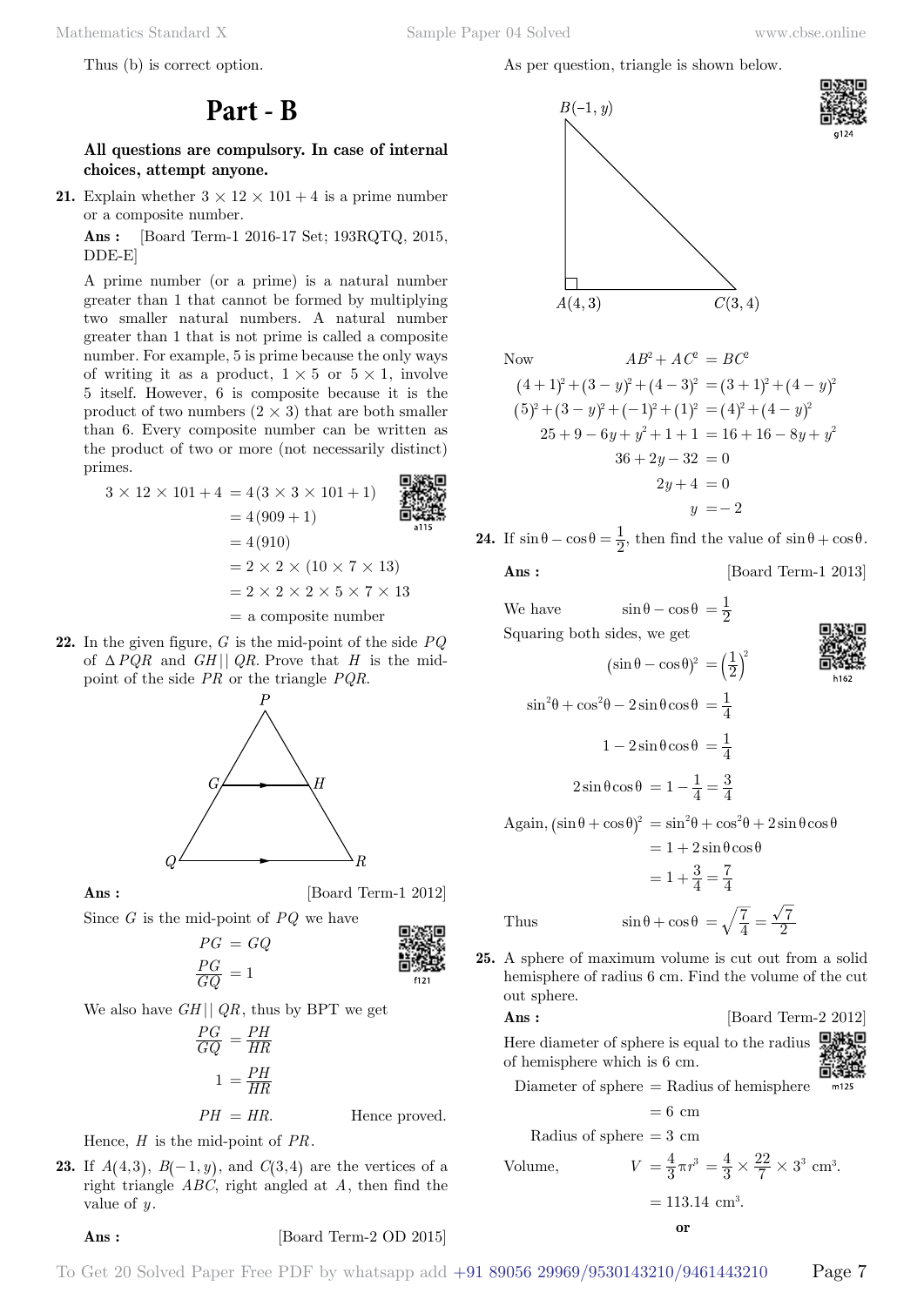Thus (b) is correct option.

# Part - B

**All questions are compulsory. In case of internal choices, attempt anyone.**

**21.** Explain whether $3 \times 12 \times 101 + 4$ is a prime number or a composite number.

**Ans :** [Board Term-1 2016-17 Set; 193RQTQ, 2015, DDE-E]

A prime number (or a prime) is a natural number greater than 1 that cannot be formed by multiplying two smaller natural numbers. A natural number greater than 1 that is not prime is called a composite number. For example, 5 is prime because the only ways of writing it as a product, $1 \times 5$ or $5 \times 1$, involve 5 itself. However, 6 is composite because it is the product of two numbers $(2 \times 3)$ that are both smaller than 6. Every composite number can be written as the product of two or more (not necessarily distinct) primes.

$$
\begin{aligned}
3 \times 12 \times 101 + 4 &= 4(3 \times 3 \times 101 + 1) \\
&= 4(909 + 1) \\
&= 4(910) \\
&= 2 \times 2 \times (10 \times 7 \times 13) \\
&= 2 \times 2 \times 2 \times 5 \times 7 \times 13 \\
&= \text{a composite number}
\end{aligned}
$$

**22.** In the given figure, $G$ is the mid-point of the side $PQ$ of $\Delta PQR$ and $GH || QR$. Prove that $H$ is the mid-point of the side $PR$ or the triangle $PQR$.

**Ans :** [Board Term-1 2012]

Since $G$ is the mid-point of $PQ$ we have

$$
\begin{aligned}
PG &= GQ \\
\frac{PG}{GQ} &= 1
\end{aligned}
$$

We also have $GH || QR$, thus by BPT we get

$$
\begin{aligned}
\frac{PG}{GQ} &= \frac{PH}{HR} \\
1 &= \frac{PH}{HR} \\
PH &= HR. \qquad \text{Hence proved.}
\end{aligned}
$$

Hence, $H$ is the mid-point of $PR$.

**23.** If $A(4,3)$, $B(-1,y)$, and $C(3,4)$ are the vertices of a right triangle $ABC$, right angled at $A$, then find the value of $y$.

**Ans :** [Board Term-2 OD 2015]

As per question, triangle is shown below.

Now

$$
\begin{aligned}
AB^2 + AC^2 &= BC^2 \\
(4+1)^2 + (3-y)^2 + (4-3)^2 &= (3+1)^2 + (4-y)^2 \\
(5)^2 + (3-y)^2 + (-1)^2 + (1)^2 &= (4)^2 + (4-y)^2 \\
25 + 9 - 6y + y^2 + 1 + 1 &= 16 + 16 - 8y + y^2 \\
36 + 2y - 32 &= 0 \\
2y + 4 &= 0 \\
y &= -2
\end{aligned}
$$

**24.** If $\sin\theta - \cos\theta = \frac{1}{2}$, then find the value of $\sin\theta + \cos\theta$.

**Ans :** [Board Term-1 2013]

We have

$$\sin\theta - \cos\theta = \frac{1}{2}$$

Squaring both sides, we get

$$
\begin{aligned}
(\sin\theta - \cos\theta)^2 &= \left(\frac{1}{2}\right)^2 \\
\sin^2\theta + \cos^2\theta - 2\sin\theta\cos\theta &= \frac{1}{4} \\
1 - 2\sin\theta\cos\theta &= \frac{1}{4} \\
2\sin\theta\cos\theta &= 1 - \frac{1}{4} = \frac{3}{4}
\end{aligned}
$$

Again,

$$
\begin{aligned}
(\sin\theta + \cos\theta)^2 &= \sin^2\theta + \cos^2\theta + 2\sin\theta\cos\theta \\
&= 1 + 2\sin\theta\cos\theta \\
&= 1 + \frac{3}{4} = \frac{7}{4}
\end{aligned}
$$

Thus

$$\sin\theta + \cos\theta = \sqrt{\frac{7}{4}} = \frac{\sqrt{7}}{2}$$

**25.** A sphere of maximum volume is cut out from a solid hemisphere of radius 6 cm. Find the volume of the cut out sphere.

**Ans :** [Board Term-2 2012]

Here diameter of sphere is equal to the radius of hemisphere which is 6 cm.

$$
\begin{aligned}
\text{Diameter of sphere} &= \text{Radius of hemisphere} \\
&= 6 \text{ cm} \\
\text{Radius of sphere} &= 3 \text{ cm}
\end{aligned}
$$

Volume,

$$
\begin{aligned}
V &= \frac{4}{3}\pi r^3 = \frac{4}{3} \times \frac{22}{7} \times 3^3 \text{ cm}^3. \\
&= 113.14 \text{ cm}^3.
\end{aligned}
$$

**or**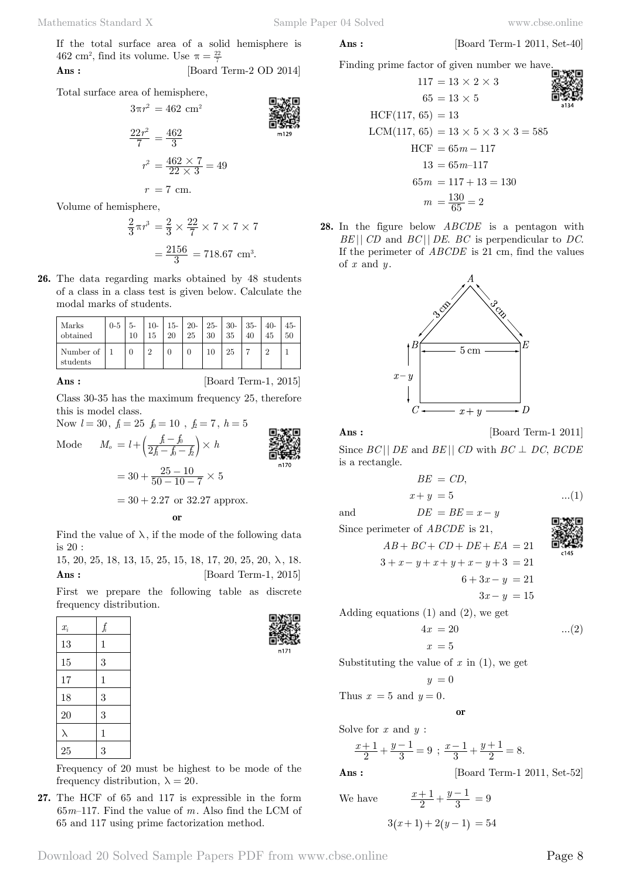If the total surface area of a solid hemisphere is 462 cm$^2$, find its volume. Use $\pi = \frac{22}{7}$

**Ans :** [Board Term-2 OD 2014]

Total surface area of hemisphere,

$$3\pi r^2 = 462 \text{ cm}^2$$

$$\frac{22r^2}{7} = \frac{462}{3}$$

$$r^2 = \frac{462 \times 7}{22 \times 3} = 49$$

$$r = 7 \text{ cm.}$$

Volume of hemisphere,

$$\frac{2}{3}\pi r^3 = \frac{2}{3} \times \frac{22}{7} \times 7 \times 7 \times 7$$

$$= \frac{2156}{3} = 718.67 \text{ cm}^3.$$

**26.** The data regarding marks obtained by 48 students of a class in a class test is given below. Calculate the modal marks of students.

| Marks obtained | 0-5 | 5-10 | 10-15 | 15-20 | 20-25 | 25-30 | 30-35 | 35-40 | 40-45 | 45-50 |
|---|---|---|---|---|---|---|---|---|---|---|
| Number of students | 1 | 0 | 2 | 0 | 0 | 10 | 25 | 7 | 2 | 1 |

**Ans :** [Board Term-1, 2015]

Class 30-35 has the maximum frequency 25, therefore this is model class.

Now $l = 30$, $f_1 = 25$ $f_0 = 10$ , $f_2 = 7$, $h = 5$

Mode $$M_o = l + \left(\frac{f_1 - f_0}{2f_1 - f_0 - f_2}\right) \times h$$

$$= 30 + \frac{25 - 10}{50 - 10 - 7} \times 5$$

$$= 30 + 2.27 \text{ or } 32.27 \text{ approx.}$$

**or**

Find the value of $\lambda$, if the mode of the following data is 20 :

15, 20, 25, 18, 13, 15, 25, 15, 18, 17, 20, 25, 20, $\lambda$, 18.

**Ans :** [Board Term-1, 2015]

First we prepare the following table as discrete frequency distribution.

| $x_i$ | $f_i$ |
|---|---|
| 13 | 1 |
| 15 | 3 |
| 17 | 1 |
| 18 | 3 |
| 20 | 3 |
| $\lambda$ | 1 |
| 25 | 3 |

Frequency of 20 must be highest to be mode of the frequency distribution, $\lambda = 20$.

**27.** The HCF of 65 and 117 is expressible in the form $65m$–117. Find the value of $m$. Also find the LCM of 65 and 117 using prime factorization method.

**Ans :** [Board Term-1 2011, Set-40]

Finding prime factor of given number we have,

$$117 = 13 \times 2 \times 3$$

$$65 = 13 \times 5$$

$$\text{HCF}(117, 65) = 13$$

$$\text{LCM}(117, 65) = 13 \times 5 \times 3 \times 3 = 585$$

$$\text{HCF} = 65m - 117$$

$$13 = 65m - 117$$

$$65m = 117 + 13 = 130$$

$$m = \frac{130}{65} = 2$$

**28.** In the figure below $ABCDE$ is a pentagon with $BE || CD$ and $BC || DE$. $BC$ is perpendicular to $DC$. If the perimeter of $ABCDE$ is 21 cm, find the values of $x$ and $y$.

**Ans :** [Board Term-1 2011]

Since $BC || DE$ and $BE || CD$ with $BC \perp DC$, $BCDE$ is a rectangle.

$$BE = CD,$$

$$x + y = 5 \quad ...(1)$$

and $$DE = BE = x - y$$

Since perimeter of $ABCDE$ is 21,

$$AB + BC + CD + DE + EA = 21$$

$$3 + x - y + x + y + x - y + 3 = 21$$

$$6 + 3x - y = 21$$

$$3x - y = 15$$

Adding equations (1) and (2), we get

$$4x = 20 \quad ...(2)$$

$$x = 5$$

Substituting the value of $x$ in (1), we get

$$y = 0$$

Thus $x = 5$ and $y = 0$.

**or**

Solve for $x$ and $y$ :

$$\frac{x+1}{2} + \frac{y-1}{3} = 9 \ ; \ \frac{x-1}{3} + \frac{y+1}{2} = 8.$$

**Ans :** [Board Term-1 2011, Set-52]

We have $$\frac{x+1}{2} + \frac{y-1}{3} = 9$$

$$3(x+1) + 2(y-1) = 54$$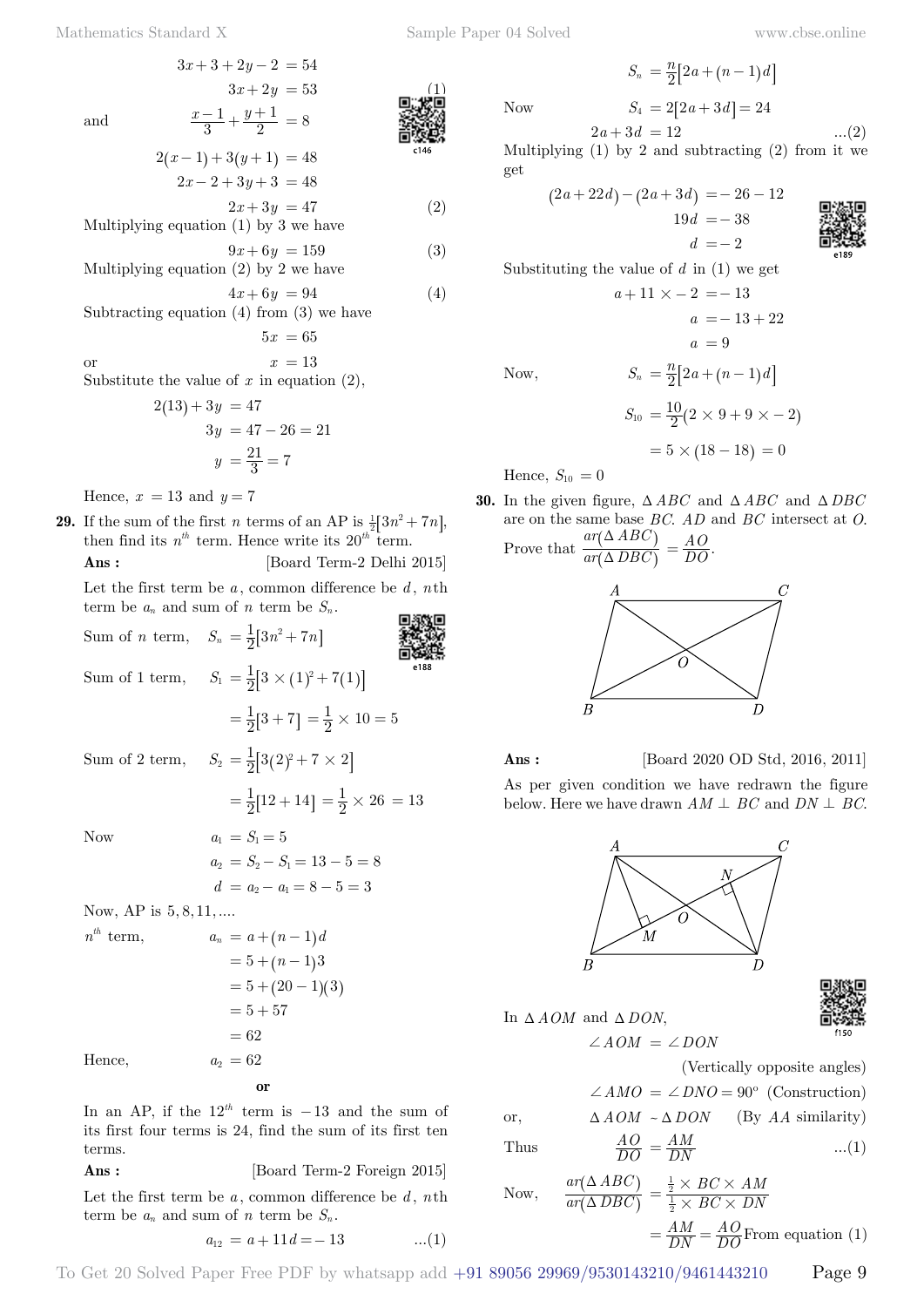$$3x+3+2y-2 = 54$$

$$3x+2y = 53 \quad (1)$$

and

$$\frac{x-1}{3}+\frac{y+1}{2} = 8$$

$$2(x-1)+3(y+1) = 48$$

$$2x-2+3y+3 = 48$$

$$2x+3y = 47 \quad (2)$$

Multiplying equation (1) by 3 we have

$$9x+6y = 159 \quad (3)$$

Multiplying equation (2) by 2 we have

$$4x+6y = 94 \quad (4)$$

Subtracting equation (4) from (3) we have

$$5x = 65$$

or $x = 13$

Substitute the value of $x$ in equation (2),

$$2(13)+3y = 47$$

$$3y = 47-26 = 21$$

$$y = \frac{21}{3} = 7$$

Hence, $x = 13$ and $y = 7$

**29.** If the sum of the first $n$ terms of an AP is $\frac{1}{2}[3n^2+7n]$, then find its $n^{th}$ term. Hence write its $20^{th}$ term.

**Ans :** [Board Term-2 Delhi 2015]

Let the first term be $a$, common difference be $d$, $n$th term be $a_n$ and sum of $n$ term be $S_n$.

Sum of $n$ term, $S_n = \frac{1}{2}[3n^2+7n]$

Sum of 1 term, $S_1 = \frac{1}{2}[3\times(1)^2+7(1)]$

$= \frac{1}{2}[3+7] = \frac{1}{2}\times 10 = 5$

Sum of 2 term, $S_2 = \frac{1}{2}[3(2)^2+7\times 2]$

$= \frac{1}{2}[12+14] = \frac{1}{2}\times 26 = 13$

Now $a_1 = S_1 = 5$

$a_2 = S_2 - S_1 = 13-5 = 8$

$d = a_2 - a_1 = 8-5 = 3$

Now, AP is 5, 8, 11, ....

$n^{th}$ term, $a_n = a+(n-1)d$

$= 5+(n-1)3$

$= 5+(20-1)(3)$

$= 5+57$

$= 62$

Hence, $a_2 = 62$

**or**

In an AP, if the $12^{th}$ term is $-13$ and the sum of its first four terms is 24, find the sum of its first ten terms.

**Ans :** [Board Term-2 Foreign 2015]

Let the first term be $a$, common difference be $d$, $n$th term be $a_n$ and sum of $n$ term be $S_n$.

$$a_{12} = a+11d = -13 \quad ...(1)$$

$$S_n = \frac{n}{2}[2a+(n-1)d]$$

Now $S_4 = 2[2a+3d] = 24$

$$2a+3d = 12 \quad ...(2)$$

Multiplying (1) by 2 and subtracting (2) from it we get

$$(2a+22d)-(2a+3d) = -26-12$$

$$19d = -38$$

$$d = -2$$

Substituting the value of $d$ in (1) we get

$$a+11\times -2 = -13$$

$$a = -13+22$$

$$a = 9$$

Now, $S_n = \frac{n}{2}[2a+(n-1)d]$

$$S_{10} = \frac{10}{2}(2\times 9+9\times -2)$$

$$= 5\times(18-18) = 0$$

Hence, $S_{10} = 0$

**30.** In the given figure, $\Delta ABC$ and $\Delta ABC$ and $\Delta DBC$ are on the same base $BC$. $AD$ and $BC$ intersect at $O$. Prove that $\frac{ar(\Delta ABC)}{ar(\Delta DBC)} = \frac{AO}{DO}$.

**Ans :** [Board 2020 OD Std, 2016, 2011]

As per given condition we have redrawn the figure below. Here we have drawn $AM \perp BC$ and $DN \perp BC$.

In $\Delta AOM$ and $\Delta DON$,

$\angle AOM = \angle DON$ (Vertically opposite angles)

$\angle AMO = \angle DNO = 90^\circ$ (Construction)

or, $\Delta AOM \sim \Delta DON$ (By $AA$ similarity)

Thus $\frac{AO}{DO} = \frac{AM}{DN}$ ...(1)

Now, $\frac{ar(\Delta ABC)}{ar(\Delta DBC)} = \frac{\frac{1}{2}\times BC\times AM}{\frac{1}{2}\times BC\times DN}$

$= \frac{AM}{DN} = \frac{AO}{DO}$ From equation (1)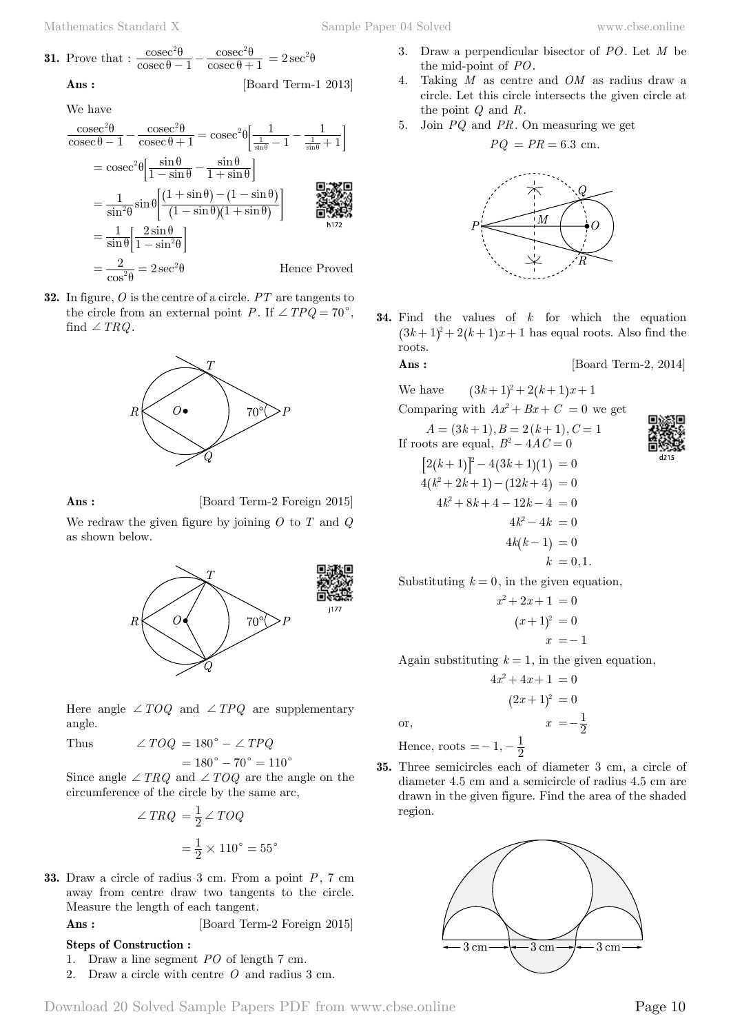**31.** Prove that : $\dfrac{\text{cosec}^2\theta}{\text{cosec}\,\theta - 1} - \dfrac{\text{cosec}^2\theta}{\text{cosec}\,\theta + 1} = 2\sec^2\theta$

**Ans :** [Board Term-1 2013]

We have

$$\frac{\text{cosec}^2\theta}{\text{cosec}\,\theta - 1} - \frac{\text{cosec}^2\theta}{\text{cosec}\,\theta + 1} = \text{cosec}^2\theta\left[\frac{1}{\frac{1}{\sin\theta} - 1} - \frac{1}{\frac{1}{\sin\theta} + 1}\right]$$

$$= \text{cosec}^2\theta\left[\frac{\sin\theta}{1 - \sin\theta} - \frac{\sin\theta}{1 + \sin\theta}\right]$$

$$= \frac{1}{\sin^2\theta}\sin\theta\left[\frac{(1 + \sin\theta) - (1 - \sin\theta)}{(1 - \sin\theta)(1 + \sin\theta)}\right]$$

$$= \frac{1}{\sin\theta}\left[\frac{2\sin\theta}{1 - \sin^2\theta}\right]$$

$$= \frac{2}{\cos^2\theta} = 2\sec^2\theta \qquad \text{Hence Proved}$$

**32.** In figure, $O$ is the centre of a circle. $PT$ are tangents to the circle from an external point $P$. If $\angle TPQ = 70^\circ$, find $\angle TRQ$.

**Ans :** [Board Term-2 Foreign 2015]

We redraw the given figure by joining $O$ to $T$ and $Q$ as shown below.

Here angle $\angle TOQ$ and $\angle TPQ$ are supplementary angle.

Thus
$$\angle TOQ = 180^\circ - \angle TPQ$$
$$= 180^\circ - 70^\circ = 110^\circ$$

Since angle $\angle TRQ$ and $\angle TOQ$ are the angle on the circumference of the circle by the same arc,

$$\angle TRQ = \frac{1}{2}\angle TOQ$$
$$= \frac{1}{2} \times 110^\circ = 55^\circ$$

**33.** Draw a circle of radius 3 cm. From a point $P$, 7 cm away from centre draw two tangents to the circle. Measure the length of each tangent.

**Ans :** [Board Term-2 Foreign 2015]

**Steps of Construction :**

1. Draw a line segment $PO$ of length 7 cm.
2. Draw a circle with centre $O$ and radius 3 cm.
3. Draw a perpendicular bisector of $PO$. Let $M$ be the mid-point of $PO$.
4. Taking $M$ as centre and $OM$ as radius draw a circle. Let this circle intersects the given circle at the point $Q$ and $R$.
5. Join $PQ$ and $PR$. On measuring we get

$$PQ = PR = 6.3 \text{ cm.}$$

**34.** Find the values of $k$ for which the equation $(3k+1)^2 + 2(k+1)x + 1$ has equal roots. Also find the roots.

**Ans :** [Board Term-2, 2014]

We have $\quad (3k+1)^2 + 2(k+1)x + 1$

Comparing with $Ax^2 + Bx + C = 0$ we get

$$A = (3k+1), B = 2(k+1), C = 1$$

If roots are equal, $B^2 - 4AC = 0$

$$[2(k+1)]^2 - 4(3k+1)(1) = 0$$
$$4(k^2 + 2k + 1) - (12k + 4) = 0$$
$$4k^2 + 8k + 4 - 12k - 4 = 0$$
$$4k^2 - 4k = 0$$
$$4k(k-1) = 0$$
$$k = 0, 1.$$

Substituting $k = 0$, in the given equation,

$$x^2 + 2x + 1 = 0$$
$$(x+1)^2 = 0$$
$$x = -1$$

Again substituting $k = 1$, in the given equation,

$$4x^2 + 4x + 1 = 0$$
$$(2x+1)^2 = 0$$

or, $\quad x = -\dfrac{1}{2}$

Hence, roots $= -1, -\dfrac{1}{2}$

**35.** Three semicircles each of diameter 3 cm, a circle of diameter 4.5 cm and a semicircle of radius 4.5 cm are drawn in the given figure. Find the area of the shaded region.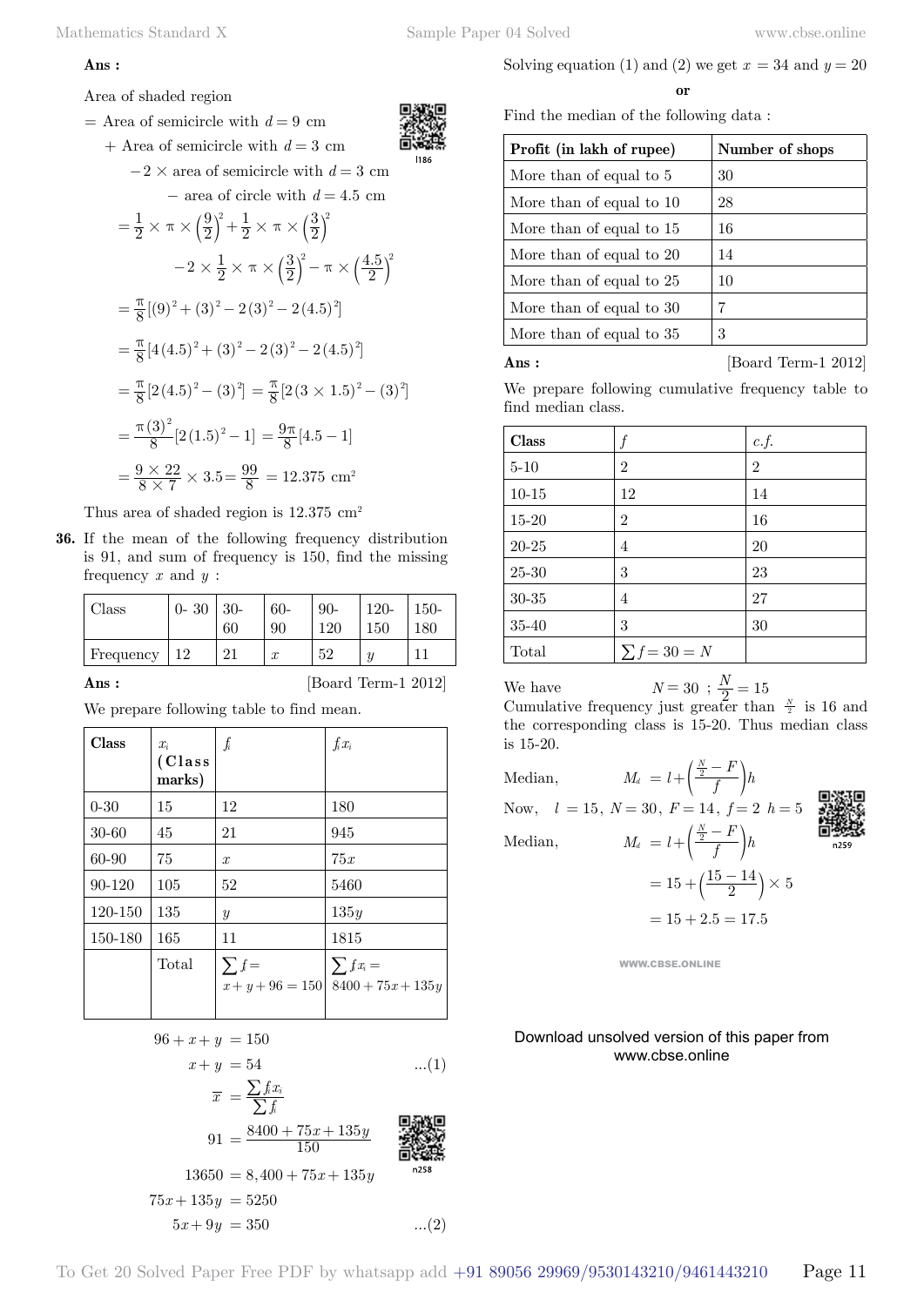**Ans :**

Area of shaded region

$= $ Area of semicircle with $d = 9$ cm

$+$ Area of semicircle with $d = 3$ cm

$-2 \times$ area of semicircle with $d = 3$ cm

$-$ area of circle with $d = 4.5$ cm

$$= \frac{1}{2} \times \pi \times \left(\frac{9}{2}\right)^2 + \frac{1}{2} \times \pi \times \left(\frac{3}{2}\right)^2$$

$$-2 \times \frac{1}{2} \times \pi \times \left(\frac{3}{2}\right)^2 - \pi \times \left(\frac{4.5}{2}\right)^2$$

$$= \frac{\pi}{8}[(9)^2 + (3)^2 - 2(3)^2 - 2(4.5)^2]$$

$$= \frac{\pi}{8}[4(4.5)^2 + (3)^2 - 2(3)^2 - 2(4.5)^2]$$

$$= \frac{\pi}{8}[2(4.5)^2 - (3)^2] = \frac{\pi}{8}[2(3 \times 1.5)^2 - (3)^2]$$

$$= \frac{\pi(3)^2}{8}[2(1.5)^2 - 1] = \frac{9\pi}{8}[4.5 - 1]$$

$$= \frac{9 \times 22}{8 \times 7} \times 3.5 = \frac{99}{8} = 12.375 \text{ cm}^2$$

Thus area of shaded region is $12.375 \text{ cm}^2$

**36.** If the mean of the following frequency distribution is 91, and sum of frequency is 150, find the missing frequency $x$ and $y$ :

| Class | 0- 30 | 30-60 | 60-90 | 90-120 | 120-150 | 150-180 |
|---|---|---|---|---|---|---|
| Frequency | 12 | 21 | $x$ | 52 | $y$ | 11 |

**Ans :** [Board Term-1 2012]

We prepare following table to find mean.

| **Class** | $x_i$ **(Class marks)** | $f_i$ | $f_i x_i$ |
|---|---|---|---|
| 0-30 | 15 | 12 | 180 |
| 30-60 | 45 | 21 | 945 |
| 60-90 | 75 | $x$ | $75x$ |
| 90-120 | 105 | 52 | 5460 |
| 120-150 | 135 | $y$ | $135y$ |
| 150-180 | 165 | 11 | 1815 |
| | Total | $\sum f = x + y + 96 = 150$ | $\sum f x_i = 8400 + 75x + 135y$ |

$$96 + x + y = 150$$

$$x + y = 54 \quad ...(1)$$

$$\overline{x} = \frac{\sum f_i x_i}{\sum f_i}$$

$$91 = \frac{8400 + 75x + 135y}{150}$$

$$13650 = 8,400 + 75x + 135y$$

$$75x + 135y = 5250$$

$$5x + 9y = 350 \quad ...(2)$$

Solving equation (1) and (2) we get $x = 34$ and $y = 20$

**or**

Find the median of the following data :

| Profit (in lakh of rupee) | Number of shops |
|---|---|
| More than of equal to 5 | 30 |
| More than of equal to 10 | 28 |
| More than of equal to 15 | 16 |
| More than of equal to 20 | 14 |
| More than of equal to 25 | 10 |
| More than of equal to 30 | 7 |
| More than of equal to 35 | 3 |

**Ans :** [Board Term-1 2012]

We prepare following cumulative frequency table to find median class.

| Class | $f$ | $c.f.$ |
|---|---|---|
| 5-10 | 2 | 2 |
| 10-15 | 12 | 14 |
| 15-20 | 2 | 16 |
| 20-25 | 4 | 20 |
| 25-30 | 3 | 23 |
| 30-35 | 4 | 27 |
| 35-40 | 3 | 30 |
| Total | $\sum f = 30 = N$ | |

We have $N = 30$ ; $\frac{N}{2} = 15$

Cumulative frequency just greater than $\frac{N}{2}$ is 16 and the corresponding class is 15-20. Thus median class is 15-20.

Median, $$M_d = l + \left(\frac{\frac{N}{2} - F}{f}\right)h$$

Now, $l = 15$, $N = 30$, $F = 14$, $f = 2$ $h = 5$

Median, $$M_d = l + \left(\frac{\frac{N}{2} - F}{f}\right)h$$

$$= 15 + \left(\frac{15 - 14}{2}\right) \times 5$$

$$= 15 + 2.5 = 17.5$$

Download unsolved version of this paper from www.cbse.online